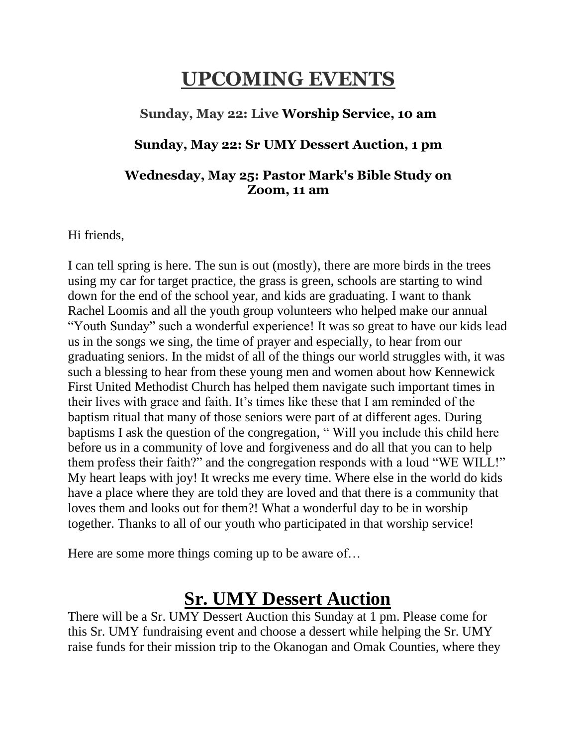# UPCOMING EVENTS

**Sunday, May 22: Live Worship Service, 10 am**

**Sunday, May 22: Sr UMY Dessert Auction, 1 pm**

**Wednesday, May 25: Pastor Mark's Bible Study on Zoom, 11 am**

Hi friends,

I can tell spring is here. The sun is out (mostly), there are more birds in the trees using my car for target practice, the grass is green, schools are starting to wind down for the end of the school year, and kids are graduating. I want to thank Rachel Loomis and all the youth group volunteers who helped make our annual "Youth Sunday" such a wonderful experience! It was so great to have our kids lead us in the songs we sing, the time of prayer and especially, to hear from our graduating seniors. In the midst of all of the things our world struggles with, it was such a blessing to hear from these young men and women about how Kennewick First United Methodist Church has helped them navigate such important times in their lives with grace and faith. It's times like these that I am reminded of the baptism ritual that many of those seniors were part of at different ages. During baptisms I ask the question of the congregation, " Will you include this child here before us in a community of love and forgiveness and do all that you can to help them profess their faith?" and the congregation responds with a loud "WE WILL!" My heart leaps with joy! It wrecks me every time. Where else in the world do kids have a place where they are told they are loved and that there is a community that loves them and looks out for them?! What a wonderful day to be in worship together. Thanks to all of our youth who participated in that worship service!

Here are some more things coming up to be aware of…

## Sr. UMY Dessert Auction

There will be a Sr. UMY Dessert Auction this Sunday at 1 pm. Please come for this Sr. UMY fundraising event and choose a dessert while helping the Sr. UMY raise funds for their mission trip to the Okanogan and Omak Counties, where they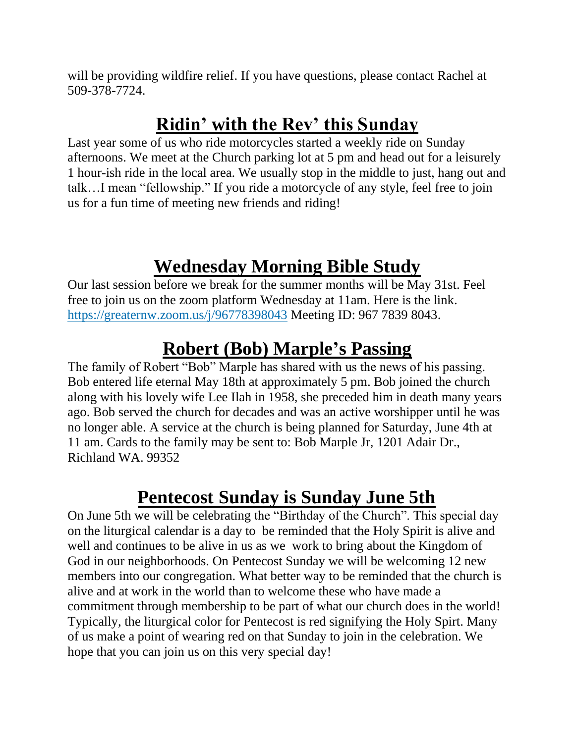will be providing wildfire relief. If you have questions, please contact Rachel at 509-378-7724.

## Ridin' with the Rev' this Sunday

Last year some of us who ride motorcycles started a weekly ride on Sunday afternoons. We meet at the Church parking lot at 5 pm and head out for a leisurely 1 hour-ish ride in the local area. We usually stop in the middle to just, hang out and talk…I mean "fellowship." If you ride a motorcycle of any style, feel free to join us for a fun time of meeting new friends and riding!

## Wednesday Morning Bible Study

Our last session before we break for the summer months will be May 31st. Feel free to join us on the zoom platform Wednesday at 11am. Here is the link. https://greaternw.zoom.us/j/96778398043 Meeting ID: 967 7839 8043.

## Robert (Bob) Marple's Passing

The family of Robert "Bob" Marple has shared with us the news of his passing. Bob entered life eternal May 18th at approximately 5 pm. Bob joined the church along with his lovely wife Lee Ilah in 1958, she preceded him in death many years ago. Bob served the church for decades and was an active worshipper until he was no longer able. A service at the church is being planned for Saturday, June 4th at 11 am. Cards to the family may be sent to: Bob Marple Jr, 1201 Adair Dr., Richland WA. 99352

## Pentecost Sunday is Sunday June 5th

On June 5th we will be celebrating the "Birthday of the Church". This special day on the liturgical calendar is a day to be reminded that the Holy Spirit is alive and well and continues to be alive in us as we work to bring about the Kingdom of God in our neighborhoods. On Pentecost Sunday we will be welcoming 12 new members into our congregation. What better way to be reminded that the church is alive and at work in the world than to welcome these who have made a commitment through membership to be part of what our church does in the world! Typically, the liturgical color for Pentecost is red signifying the Holy Spirt. Many of us make a point of wearing red on that Sunday to join in the celebration. We hope that you can join us on this very special day!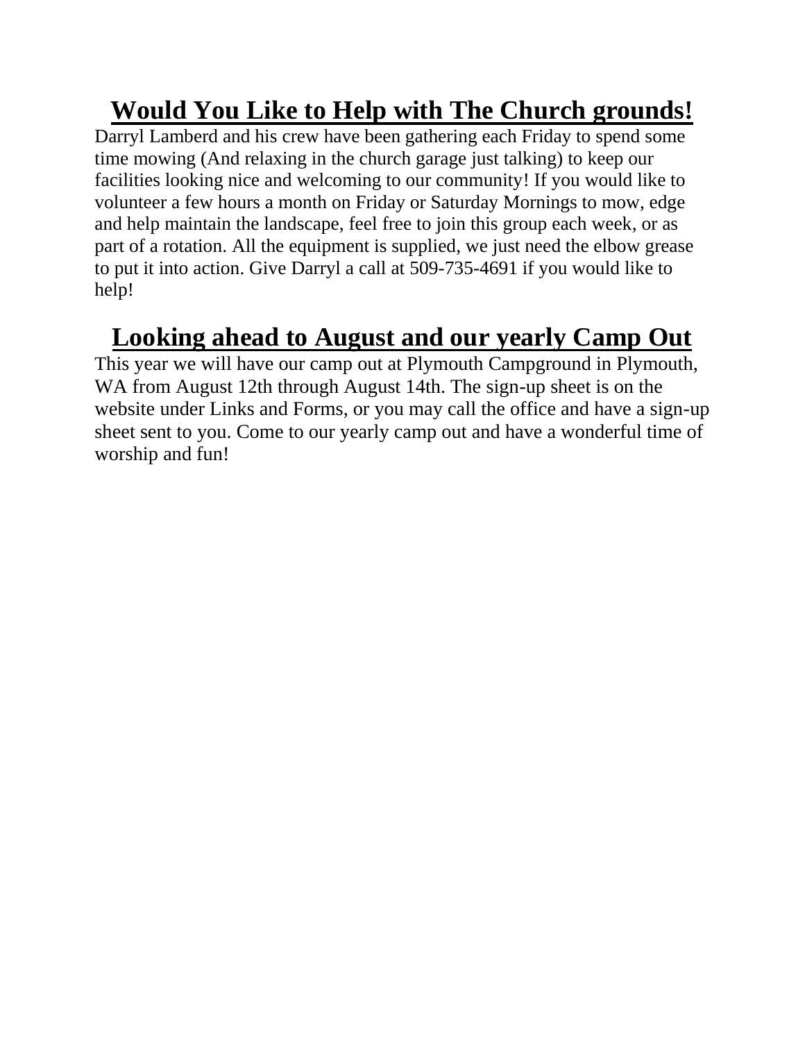## Would You Like to Help with The Church grounds!

Darryl Lamberd and his crew have been gathering each Friday to spend some time mowing (And relaxing in the church garage just talking) to keep our facilities looking nice and welcoming to our community! If you would like to volunteer a few hours a month on Friday or Saturday Mornings to mow, edge and help maintain the landscape, feel free to join this group each week, or as part of a rotation. All the equipment is supplied, we just need the elbow grease to put it into action. Give Darryl a call at 509-735-4691 if you would like to help!

## Looking ahead to August and our yearly Camp Out

This year we will have our camp out at Plymouth Campground in Plymouth, WA from August 12th through August 14th. The sign-up sheet is on the website under Links and Forms, or you may call the office and have a sign-up sheet sent to you. Come to our yearly camp out and have a wonderful time of worship and fun!